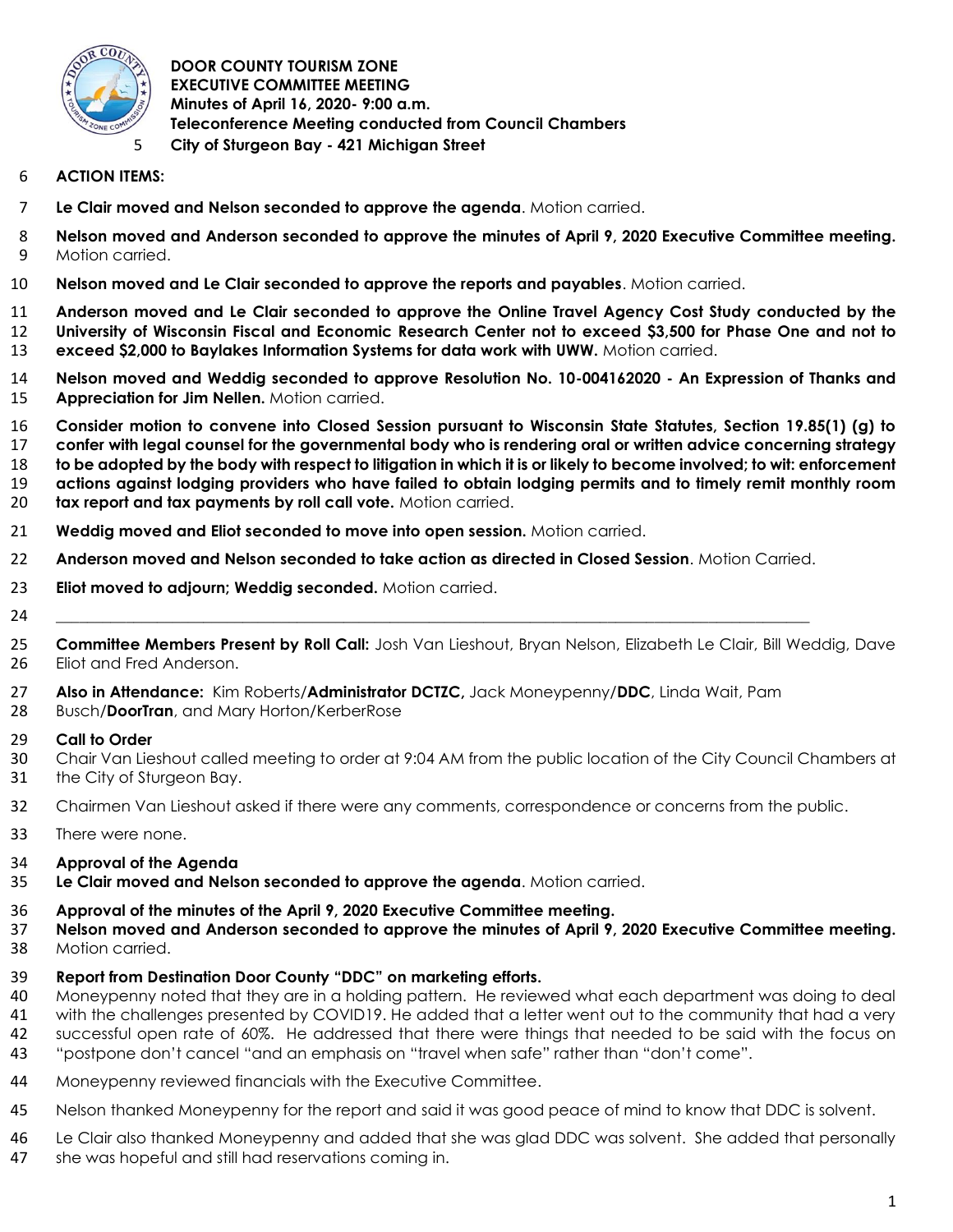**DOOR COUNTY TOURISM ZONE**
**EXECUTIVE COMMITTEE MEETING**
**Minutes of April 16, 2020- 9:00 a.m.**
**Teleconference Meeting conducted from Council Chambers**
**City of Sturgeon Bay - 421 Michigan Street**

**ACTION ITEMS:**

**Le Clair moved and Nelson seconded to approve the agenda**. Motion carried.

**Nelson moved and Anderson seconded to approve the minutes of April 9, 2020 Executive Committee meeting.** Motion carried.

**Nelson moved and Le Clair seconded to approve the reports and payables**. Motion carried.

**Anderson moved and Le Clair seconded to approve the Online Travel Agency Cost Study conducted by the University of Wisconsin Fiscal and Economic Research Center not to exceed $3,500 for Phase One and not to exceed $2,000 to Baylakes Information Systems for data work with UWW.** Motion carried.

**Nelson moved and Weddig seconded to approve Resolution No. 10-004162020 - An Expression of Thanks and Appreciation for Jim Nellen.** Motion carried.

**Consider motion to convene into Closed Session pursuant to Wisconsin State Statutes, Section 19.85(1) (g) to confer with legal counsel for the governmental body who is rendering oral or written advice concerning strategy to be adopted by the body with respect to litigation in which it is or likely to become involved; to wit: enforcement actions against lodging providers who have failed to obtain lodging permits and to timely remit monthly room tax report and tax payments by roll call vote.** Motion carried.

**Weddig moved and Eliot seconded to move into open session.** Motion carried.

**Anderson moved and Nelson seconded to take action as directed in Closed Session**. Motion Carried.

**Eliot moved to adjourn; Weddig seconded.** Motion carried.

---

**Committee Members Present by Roll Call:** Josh Van Lieshout, Bryan Nelson, Elizabeth Le Clair, Bill Weddig, Dave Eliot and Fred Anderson.

**Also in Attendance:** Kim Roberts/**Administrator DCTZC,** Jack Moneypenny/**DDC**, Linda Wait, Pam Busch/**DoorTran**, and Mary Horton/KerberRose

**Call to Order**
Chair Van Lieshout called meeting to order at 9:04 AM from the public location of the City Council Chambers at the City of Sturgeon Bay.

Chairmen Van Lieshout asked if there were any comments, correspondence or concerns from the public.

There were none.

**Approval of the Agenda**
**Le Clair moved and Nelson seconded to approve the agenda**. Motion carried.

**Approval of the minutes of the April 9, 2020 Executive Committee meeting.**
**Nelson moved and Anderson seconded to approve the minutes of April 9, 2020 Executive Committee meeting.** Motion carried.

**Report from Destination Door County "DDC" on marketing efforts.**
Moneypenny noted that they are in a holding pattern. He reviewed what each department was doing to deal with the challenges presented by COVID19. He added that a letter went out to the community that had a very successful open rate of 60%. He addressed that there were things that needed to be said with the focus on "postpone don't cancel "and an emphasis on "travel when safe" rather than "don't come".

Moneypenny reviewed financials with the Executive Committee.

Nelson thanked Moneypenny for the report and said it was good peace of mind to know that DDC is solvent.

Le Clair also thanked Moneypenny and added that she was glad DDC was solvent. She added that personally she was hopeful and still had reservations coming in.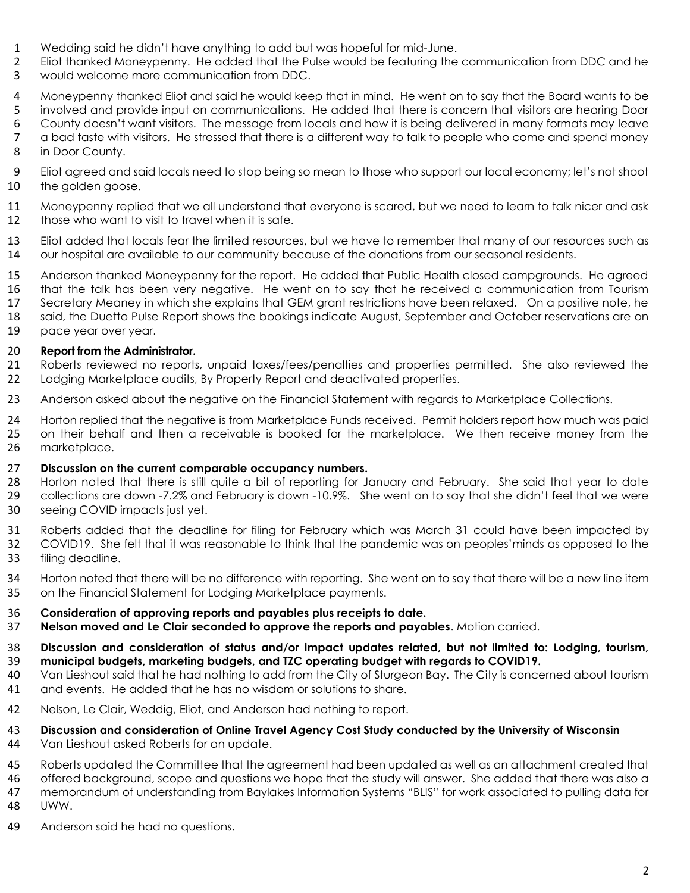Wedding said he didn't have anything to add but was hopeful for mid-June.

Eliot thanked Moneypenny. He added that the Pulse would be featuring the communication from DDC and he would welcome more communication from DDC.

Moneypenny thanked Eliot and said he would keep that in mind. He went on to say that the Board wants to be involved and provide input on communications. He added that there is concern that visitors are hearing Door County doesn't want visitors. The message from locals and how it is being delivered in many formats may leave a bad taste with visitors. He stressed that there is a different way to talk to people who come and spend money in Door County.

Eliot agreed and said locals need to stop being so mean to those who support our local economy; let's not shoot the golden goose.

Moneypenny replied that we all understand that everyone is scared, but we need to learn to talk nicer and ask those who want to visit to travel when it is safe.

Eliot added that locals fear the limited resources, but we have to remember that many of our resources such as our hospital are available to our community because of the donations from our seasonal residents.

Anderson thanked Moneypenny for the report. He added that Public Health closed campgrounds. He agreed that the talk has been very negative. He went on to say that he received a communication from Tourism Secretary Meaney in which she explains that GEM grant restrictions have been relaxed. On a positive note, he said, the Duetto Pulse Report shows the bookings indicate August, September and October reservations are on pace year over year.

**Report from the Administrator.**
Roberts reviewed no reports, unpaid taxes/fees/penalties and properties permitted. She also reviewed the Lodging Marketplace audits, By Property Report and deactivated properties.

Anderson asked about the negative on the Financial Statement with regards to Marketplace Collections.

Horton replied that the negative is from Marketplace Funds received. Permit holders report how much was paid on their behalf and then a receivable is booked for the marketplace. We then receive money from the marketplace.

**Discussion on the current comparable occupancy numbers.**
Horton noted that there is still quite a bit of reporting for January and February. She said that year to date collections are down -7.2% and February is down -10.9%. She went on to say that she didn't feel that we were seeing COVID impacts just yet.

Roberts added that the deadline for filing for February which was March 31 could have been impacted by COVID19. She felt that it was reasonable to think that the pandemic was on peoples'minds as opposed to the filing deadline.

Horton noted that there will be no difference with reporting. She went on to say that there will be a new line item on the Financial Statement for Lodging Marketplace payments.

**Consideration of approving reports and payables plus receipts to date.**
**Nelson moved and Le Clair seconded to approve the reports and payables**. Motion carried.

**Discussion and consideration of status and/or impact updates related, but not limited to: Lodging, tourism, municipal budgets, marketing budgets, and TZC operating budget with regards to COVID19.**
Van Lieshout said that he had nothing to add from the City of Sturgeon Bay. The City is concerned about tourism and events. He added that he has no wisdom or solutions to share.

Nelson, Le Clair, Weddig, Eliot, and Anderson had nothing to report.

**Discussion and consideration of Online Travel Agency Cost Study conducted by the University of Wisconsin**
Van Lieshout asked Roberts for an update.

Roberts updated the Committee that the agreement had been updated as well as an attachment created that offered background, scope and questions we hope that the study will answer. She added that there was also a memorandum of understanding from Baylakes Information Systems "BLIS" for work associated to pulling data for UWW.

Anderson said he had no questions.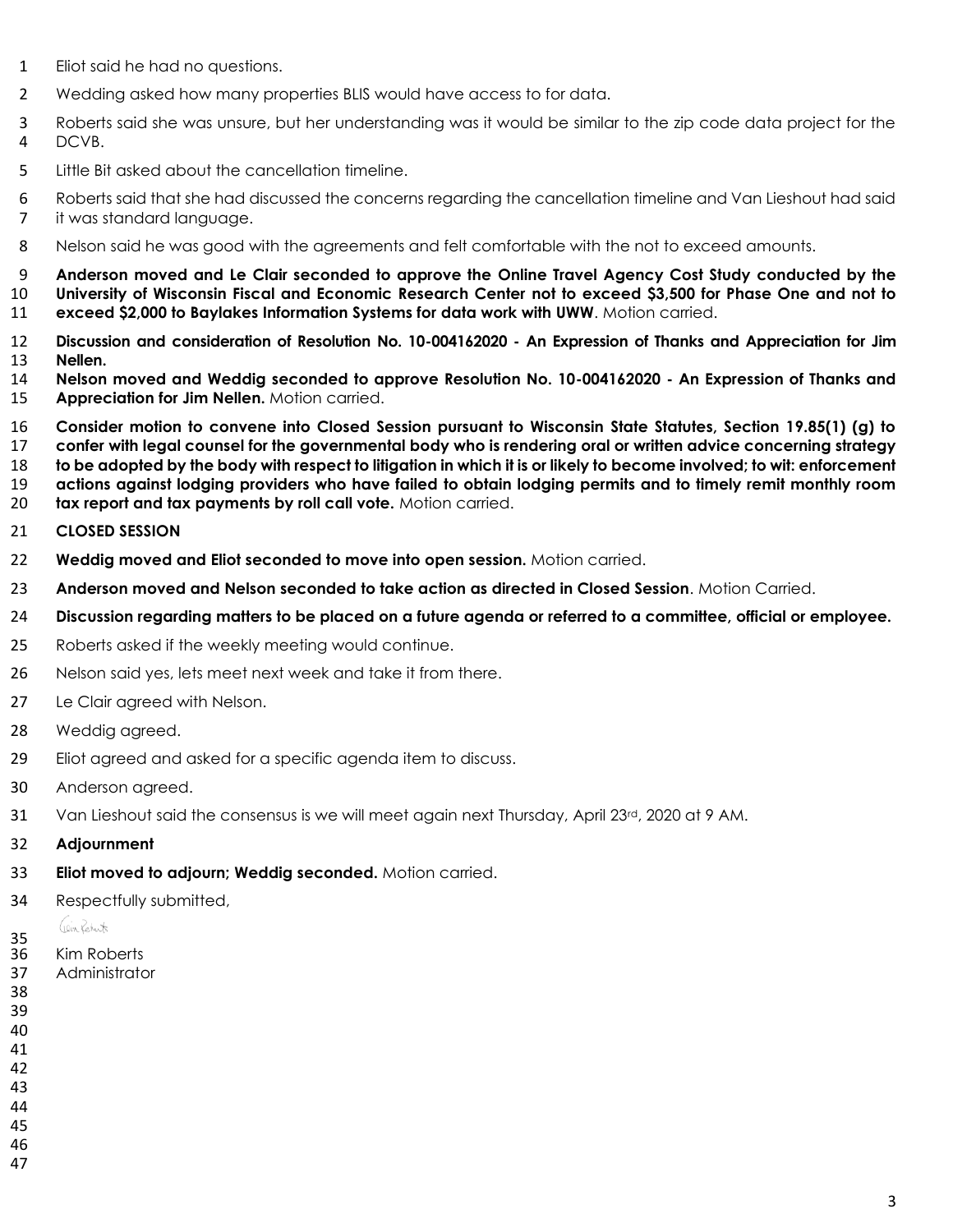Eliot said he had no questions.

Wedding asked how many properties BLIS would have access to for data.

Roberts said she was unsure, but her understanding was it would be similar to the zip code data project for the DCVB.

Little Bit asked about the cancellation timeline.

Roberts said that she had discussed the concerns regarding the cancellation timeline and Van Lieshout had said it was standard language.

Nelson said he was good with the agreements and felt comfortable with the not to exceed amounts.

**Anderson moved and Le Clair seconded to approve the Online Travel Agency Cost Study conducted by the University of Wisconsin Fiscal and Economic Research Center not to exceed $3,500 for Phase One and not to exceed $2,000 to Baylakes Information Systems for data work with UWW**. Motion carried.

**Discussion and consideration of Resolution No. 10-004162020 - An Expression of Thanks and Appreciation for Jim Nellen.**

**Nelson moved and Weddig seconded to approve Resolution No. 10-004162020 - An Expression of Thanks and Appreciation for Jim Nellen.** Motion carried.

**Consider motion to convene into Closed Session pursuant to Wisconsin State Statutes, Section 19.85(1) (g) to confer with legal counsel for the governmental body who is rendering oral or written advice concerning strategy to be adopted by the body with respect to litigation in which it is or likely to become involved; to wit: enforcement actions against lodging providers who have failed to obtain lodging permits and to timely remit monthly room tax report and tax payments by roll call vote.** Motion carried.

**CLOSED SESSION**

**Weddig moved and Eliot seconded to move into open session.** Motion carried.

**Anderson moved and Nelson seconded to take action as directed in Closed Session**. Motion Carried.

**Discussion regarding matters to be placed on a future agenda or referred to a committee, official or employee.**

Roberts asked if the weekly meeting would continue.

Nelson said yes, lets meet next week and take it from there.

Le Clair agreed with Nelson.

Weddig agreed.

Eliot agreed and asked for a specific agenda item to discuss.

Anderson agreed.

Van Lieshout said the consensus is we will meet again next Thursday, April 23rd, 2020 at 9 AM.

**Adjournment**

**Eliot moved to adjourn; Weddig seconded.** Motion carried.

Respectfully submitted,

Kim Roberts
Administrator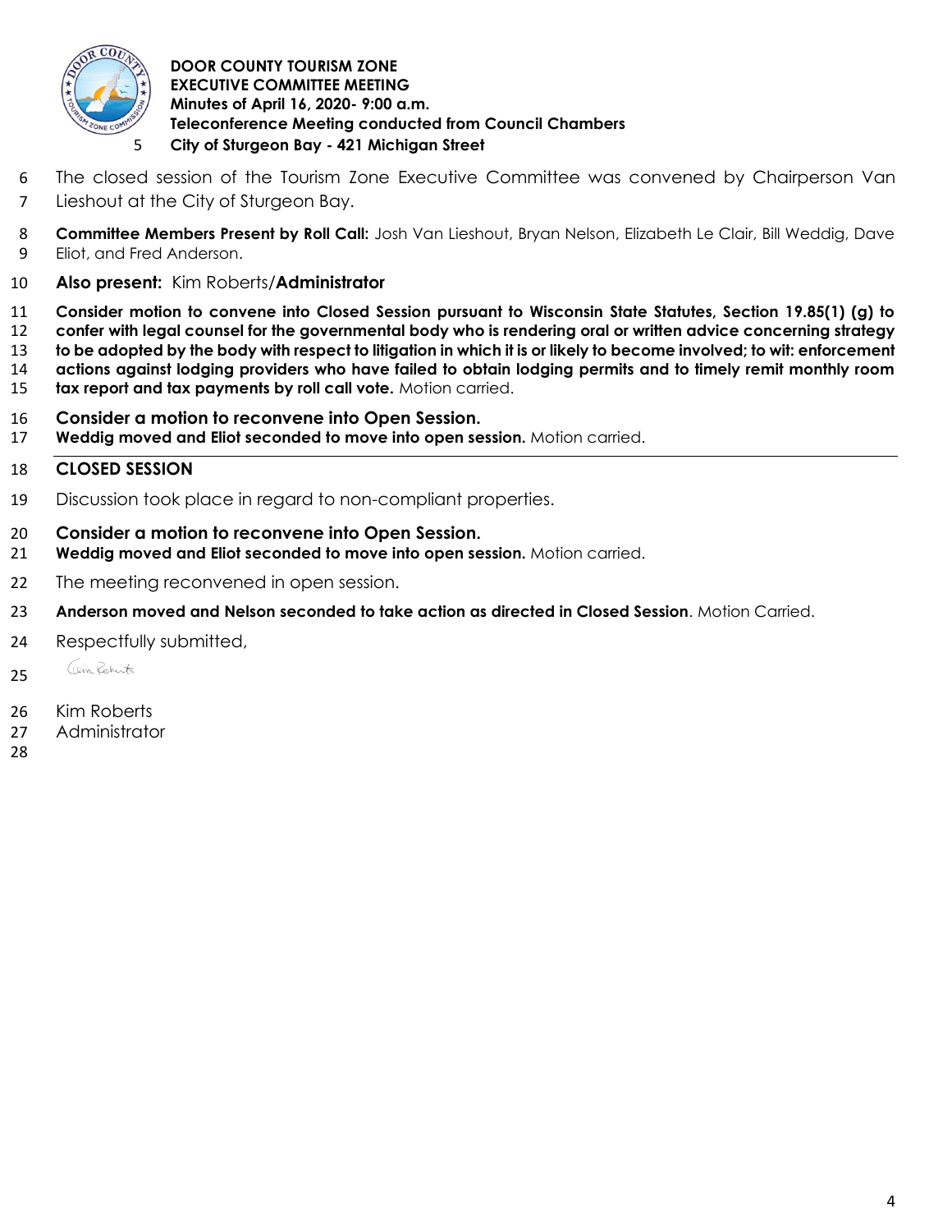**DOOR COUNTY TOURISM ZONE**
**EXECUTIVE COMMITTEE MEETING**
**Minutes of April 16, 2020- 9:00 a.m.**
**Teleconference Meeting conducted from Council Chambers**
**City of Sturgeon Bay - 421 Michigan Street**

The closed session of the Tourism Zone Executive Committee was convened by Chairperson Van Lieshout at the City of Sturgeon Bay.

**Committee Members Present by Roll Call:** Josh Van Lieshout, Bryan Nelson, Elizabeth Le Clair, Bill Weddig, Dave Eliot, and Fred Anderson.

**Also present:** Kim Roberts/**Administrator**

**Consider motion to convene into Closed Session pursuant to Wisconsin State Statutes, Section 19.85(1) (g) to confer with legal counsel for the governmental body who is rendering oral or written advice concerning strategy to be adopted by the body with respect to litigation in which it is or likely to become involved; to wit: enforcement actions against lodging providers who have failed to obtain lodging permits and to timely remit monthly room tax report and tax payments by roll call vote.** Motion carried.

**Consider a motion to reconvene into Open Session.**
**Weddig moved and Eliot seconded to move into open session.** Motion carried.

---

## CLOSED SESSION

Discussion took place in regard to non-compliant properties.

**Consider a motion to reconvene into Open Session.**
**Weddig moved and Eliot seconded to move into open session.** Motion carried.

The meeting reconvened in open session.

**Anderson moved and Nelson seconded to take action as directed in Closed Session**. Motion Carried.

Respectfully submitted,

Kim Roberts
Administrator